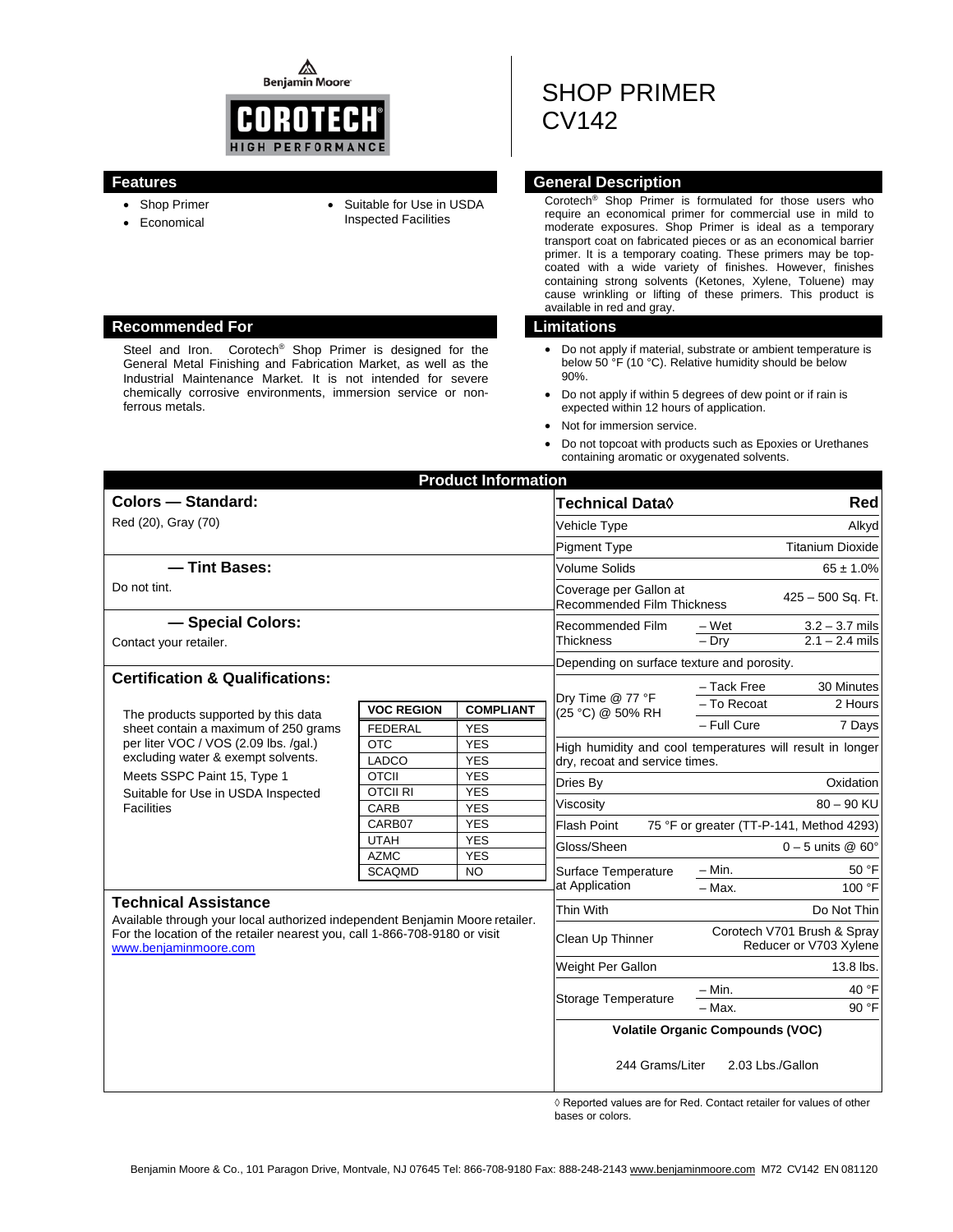Benjamin Moore

COROTECH®
HIGH PERFORMANCE

# SHOP PRIMER
# CV142

## Features

- Shop Primer
- Economical
- Suitable for Use in USDA Inspected Facilities

## General Description

Corotech® Shop Primer is formulated for those users who require an economical primer for commercial use in mild to moderate exposures. Shop Primer is ideal as a temporary transport coat on fabricated pieces or as an economical barrier primer. It is a temporary coating. These primers may be top-coated with a wide variety of finishes. However, finishes containing strong solvents (Ketones, Xylene, Toluene) may cause wrinkling or lifting of these primers. This product is available in red and gray.

## Recommended For

Steel and Iron. Corotech® Shop Primer is designed for the General Metal Finishing and Fabrication Market, as well as the Industrial Maintenance Market. It is not intended for severe chemically corrosive environments, immersion service or non-ferrous metals.

## Limitations

- Do not apply if material, substrate or ambient temperature is below 50 °F (10 °C). Relative humidity should be below 90%.
- Do not apply if within 5 degrees of dew point or if rain is expected within 12 hours of application.
- Not for immersion service.
- Do not topcoat with products such as Epoxies or Urethanes containing aromatic or oxygenated solvents.

## Product Information

### Colors — Standard:

Red (20), Gray (70)

### — Tint Bases:

Do not tint.

### — Special Colors:

Contact your retailer.

### Certification & Qualifications:

The products supported by this data sheet contain a maximum of 250 grams per liter VOC / VOS (2.09 lbs. /gal.) excluding water & exempt solvents.

Meets SSPC Paint 15, Type 1

Suitable for Use in USDA Inspected Facilities

| VOC REGION | COMPLIANT |
|---|---|
| FEDERAL | YES |
| OTC | YES |
| LADCO | YES |
| OTCII | YES |
| OTCII RI | YES |
| CARB | YES |
| CARB07 | YES |
| UTAH | YES |
| AZMC | YES |
| SCAQMD | NO |

### Technical Assistance

Available through your local authorized independent Benjamin Moore retailer. For the location of the retailer nearest you, call 1-866-708-9180 or visit www.benjaminmoore.com

### Technical Data◊

| Technical Data◊ | | Red |
|---|---|---|
| Vehicle Type | | Alkyd |
| Pigment Type | | Titanium Dioxide |
| Volume Solids | | 65 ± 1.0% |
| Coverage per Gallon at Recommended Film Thickness | | 425 – 500 Sq. Ft. |
| Recommended Film Thickness | – Wet | 3.2 – 3.7 mils |
| | – Dry | 2.1 – 2.4 mils |
| Depending on surface texture and porosity. | | |
| Dry Time @ 77 °F (25 °C) @ 50% RH | – Tack Free | 30 Minutes |
| | – To Recoat | 2 Hours |
| | – Full Cure | 7 Days |
| High humidity and cool temperatures will result in longer dry, recoat and service times. | | |
| Dries By | | Oxidation |
| Viscosity | | 80 – 90 KU |
| Flash Point | | 75 °F or greater (TT-P-141, Method 4293) |
| Gloss/Sheen | | 0 – 5 units @ 60° |
| Surface Temperature at Application | – Min. | 50 °F |
| | – Max. | 100 °F |
| Thin With | | Do Not Thin |
| Clean Up Thinner | | Corotech V701 Brush & Spray Reducer or V703 Xylene |
| Weight Per Gallon | | 13.8 lbs. |
| Storage Temperature | – Min. | 40 °F |
| | – Max. | 90 °F |

**Volatile Organic Compounds (VOC)**

244 Grams/Liter 2.03 Lbs./Gallon

◊ Reported values are for Red. Contact retailer for values of other bases or colors.

Benjamin Moore & Co., 101 Paragon Drive, Montvale, NJ 07645 Tel: 866-708-9180 Fax: 888-248-2143 www.benjaminmoore.com M72 CV142 EN 081120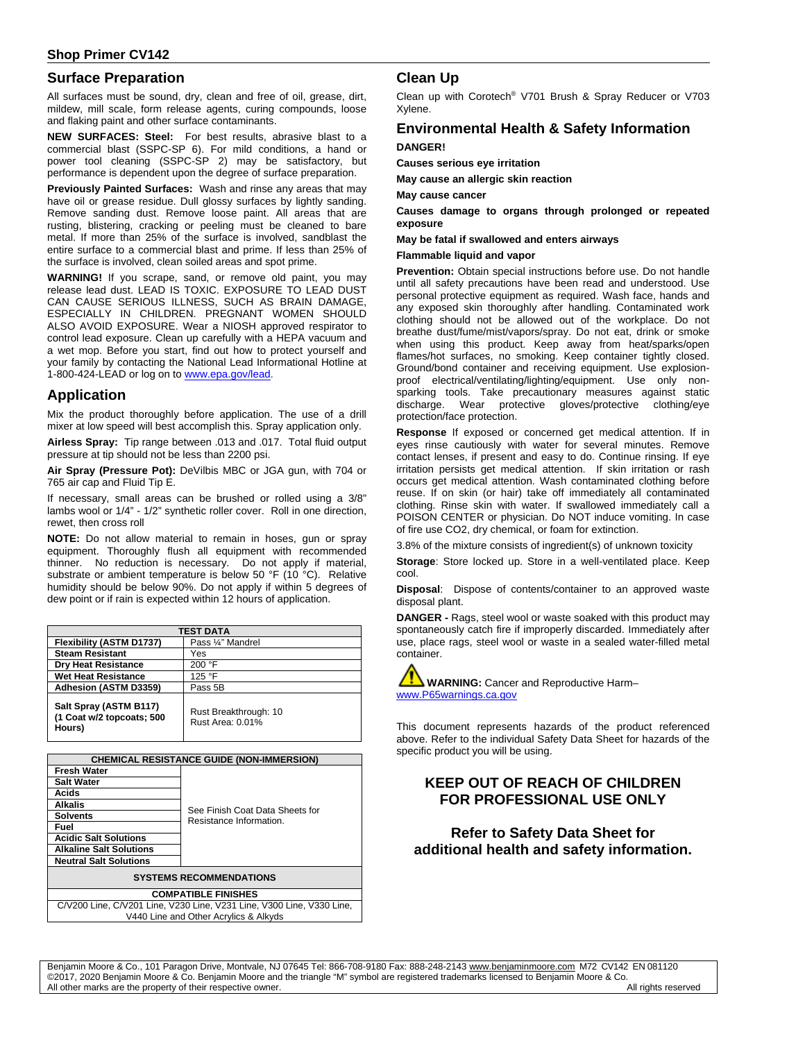## Surface Preparation

All surfaces must be sound, dry, clean and free of oil, grease, dirt, mildew, mill scale, form release agents, curing compounds, loose and flaking paint and other surface contaminants.

**NEW SURFACES: Steel:** For best results, abrasive blast to a commercial blast (SSPC-SP 6). For mild conditions, a hand or power tool cleaning (SSPC-SP 2) may be satisfactory, but performance is dependent upon the degree of surface preparation.

**Previously Painted Surfaces:** Wash and rinse any areas that may have oil or grease residue. Dull glossy surfaces by lightly sanding. Remove sanding dust. Remove loose paint. All areas that are rusting, blistering, cracking or peeling must be cleaned to bare metal. If more than 25% of the surface is involved, sandblast the entire surface to a commercial blast and prime. If less than 25% of the surface is involved, clean soiled areas and spot prime.

**WARNING!** If you scrape, sand, or remove old paint, you may release lead dust. LEAD IS TOXIC. EXPOSURE TO LEAD DUST CAN CAUSE SERIOUS ILLNESS, SUCH AS BRAIN DAMAGE, ESPECIALLY IN CHILDREN. PREGNANT WOMEN SHOULD ALSO AVOID EXPOSURE. Wear a NIOSH approved respirator to control lead exposure. Clean up carefully with a HEPA vacuum and a wet mop. Before you start, find out how to protect yourself and your family by contacting the National Lead Informational Hotline at 1-800-424-LEAD or log on to www.epa.gov/lead.

## Application

Mix the product thoroughly before application. The use of a drill mixer at low speed will best accomplish this. Spray application only.

**Airless Spray:** Tip range between .013 and .017. Total fluid output pressure at tip should not be less than 2200 psi.

**Air Spray (Pressure Pot):** DeVilbis MBC or JGA gun, with 704 or 765 air cap and Fluid Tip E.

If necessary, small areas can be brushed or rolled using a 3/8" lambs wool or 1/4" - 1/2" synthetic roller cover. Roll in one direction, rewet, then cross roll

**NOTE:** Do not allow material to remain in hoses, gun or spray equipment. Thoroughly flush all equipment with recommended thinner. No reduction is necessary. Do not apply if material, substrate or ambient temperature is below 50 °F (10 °C). Relative humidity should be below 90%. Do not apply if within 5 degrees of dew point or if rain is expected within 12 hours of application.

| TEST DATA | |
|---|---|
| **Flexibility (ASTM D1737)** | Pass ¼" Mandrel |
| **Steam Resistant** | Yes |
| **Dry Heat Resistance** | 200 °F |
| **Wet Heat Resistance** | 125 °F |
| **Adhesion (ASTM D3359)** | Pass 5B |
| **Salt Spray (ASTM B117) (1 Coat w/2 topcoats; 500 Hours)** | Rust Breakthrough: 10<br>Rust Area: 0.01% |

| CHEMICAL RESISTANCE GUIDE (NON-IMMERSION) | |
|---|---|
| **Fresh Water** | See Finish Coat Data Sheets for Resistance Information. |
| **Salt Water** | |
| **Acids** | |
| **Alkalis** | |
| **Solvents** | |
| **Fuel** | |
| **Acidic Salt Solutions** | |
| **Alkaline Salt Solutions** | |
| **Neutral Salt Solutions** | |

| SYSTEMS RECOMMENDATIONS |
|---|
| **COMPATIBLE FINISHES** |
| C/V200 Line, C/V201 Line, V230 Line, V231 Line, V300 Line, V330 Line, V440 Line and Other Acrylics & Alkyds |

## Clean Up

Clean up with Corotech® V701 Brush & Spray Reducer or V703 Xylene.

## Environmental Health & Safety Information

**DANGER!**

**Causes serious eye irritation**

**May cause an allergic skin reaction**

**May cause cancer**

**Causes damage to organs through prolonged or repeated exposure**

**May be fatal if swallowed and enters airways**

**Flammable liquid and vapor**

**Prevention:** Obtain special instructions before use. Do not handle until all safety precautions have been read and understood. Use personal protective equipment as required. Wash face, hands and any exposed skin thoroughly after handling. Contaminated work clothing should not be allowed out of the workplace. Do not breathe dust/fume/mist/vapors/spray. Do not eat, drink or smoke when using this product. Keep away from heat/sparks/open flames/hot surfaces, no smoking. Keep container tightly closed. Ground/bond container and receiving equipment. Use explosion-proof electrical/ventilating/lighting/equipment. Use only non-sparking tools. Take precautionary measures against static discharge. Wear protective gloves/protective clothing/eye protection/face protection.

**Response** If exposed or concerned get medical attention. If in eyes rinse cautiously with water for several minutes. Remove contact lenses, if present and easy to do. Continue rinsing. If eye irritation persists get medical attention. If skin irritation or rash occurs get medical attention. Wash contaminated clothing before reuse. If on skin (or hair) take off immediately all contaminated clothing. Rinse skin with water. If swallowed immediately call a POISON CENTER or physician. Do NOT induce vomiting. In case of fire use CO2, dry chemical, or foam for extinction.

3.8% of the mixture consists of ingredient(s) of unknown toxicity

**Storage**: Store locked up. Store in a well-ventilated place. Keep cool.

**Disposal**: Dispose of contents/container to an approved waste disposal plant.

**DANGER -** Rags, steel wool or waste soaked with this product may spontaneously catch fire if improperly discarded. Immediately after use, place rags, steel wool or waste in a sealed water-filled metal container.

**WARNING:** Cancer and Reproductive Harm– www.P65warnings.ca.gov

This document represents hazards of the product referenced above. Refer to the individual Safety Data Sheet for hazards of the specific product you will be using.

**KEEP OUT OF REACH OF CHILDREN**
**FOR PROFESSIONAL USE ONLY**

**Refer to Safety Data Sheet for additional health and safety information.**

Benjamin Moore & Co., 101 Paragon Drive, Montvale, NJ 07645 Tel: 866-708-9180 Fax: 888-248-2143 www.benjaminmoore.com M72 CV142 EN 081120
©2017, 2020 Benjamin Moore & Co. Benjamin Moore and the triangle "M" symbol are registered trademarks licensed to Benjamin Moore & Co.
All other marks are the property of their respective owner. All rights reserved